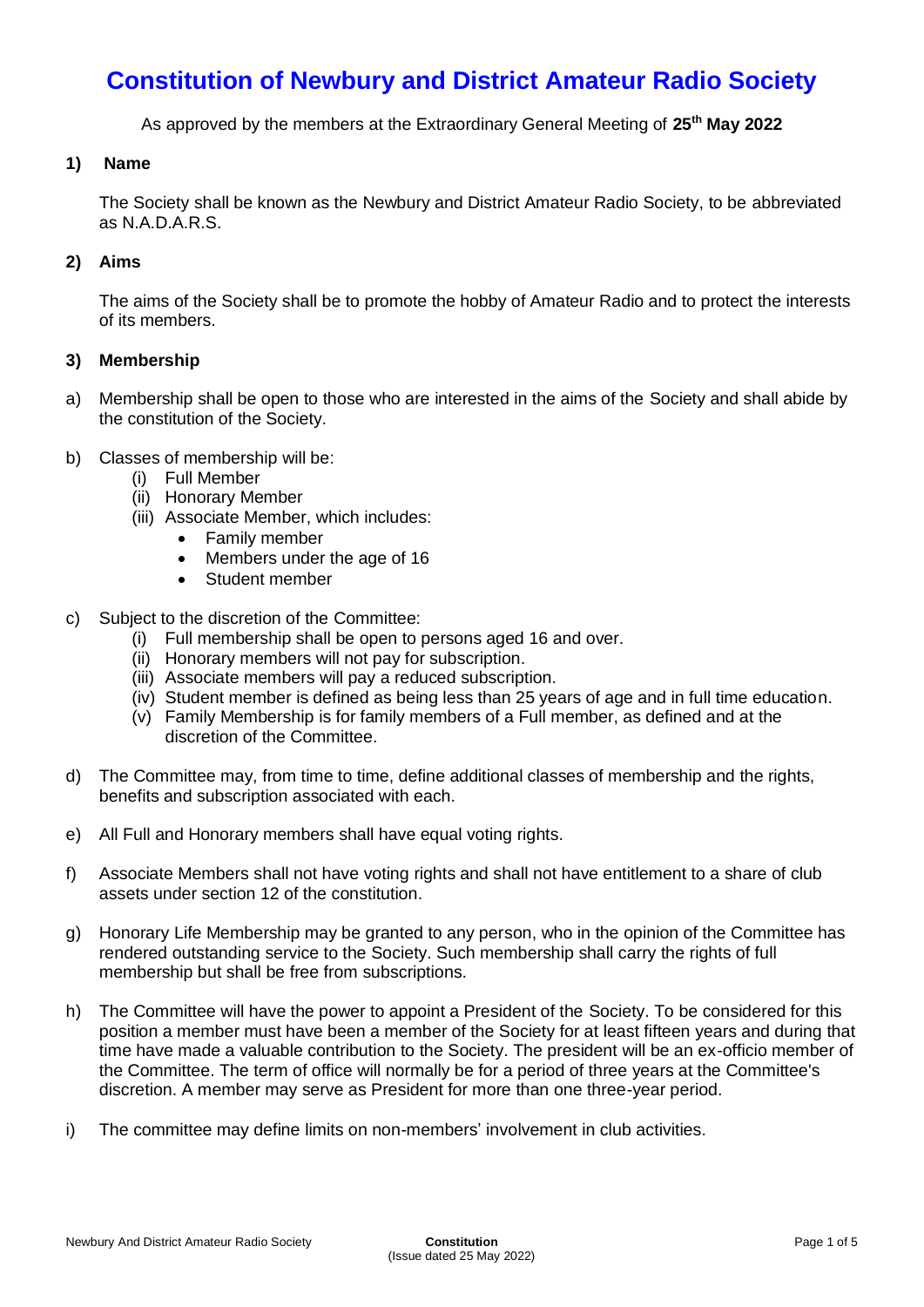# Constitution of Newbury and District Amateur Radio Society

As approved by the members at the Extraordinary General Meeting of **25th May 2022**

## 1) Name

The Society shall be known as the Newbury and District Amateur Radio Society, to be abbreviated as N.A.D.A.R.S.

## 2) Aims

The aims of the Society shall be to promote the hobby of Amateur Radio and to protect the interests of its members.

## 3) Membership

a) Membership shall be open to those who are interested in the aims of the Society and shall abide by the constitution of the Society.

b) Classes of membership will be:
   - (i) Full Member
   - (ii) Honorary Member
   - (iii) Associate Member, which includes:
     - Family member
     - Members under the age of 16
     - Student member

c) Subject to the discretion of the Committee:
   - (i) Full membership shall be open to persons aged 16 and over.
   - (ii) Honorary members will not pay for subscription.
   - (iii) Associate members will pay a reduced subscription.
   - (iv) Student member is defined as being less than 25 years of age and in full time education.
   - (v) Family Membership is for family members of a Full member, as defined and at the discretion of the Committee.

d) The Committee may, from time to time, define additional classes of membership and the rights, benefits and subscription associated with each.

e) All Full and Honorary members shall have equal voting rights.

f) Associate Members shall not have voting rights and shall not have entitlement to a share of club assets under section 12 of the constitution.

g) Honorary Life Membership may be granted to any person, who in the opinion of the Committee has rendered outstanding service to the Society. Such membership shall carry the rights of full membership but shall be free from subscriptions.

h) The Committee will have the power to appoint a President of the Society. To be considered for this position a member must have been a member of the Society for at least fifteen years and during that time have made a valuable contribution to the Society. The president will be an ex-officio member of the Committee. The term of office will normally be for a period of three years at the Committee's discretion. A member may serve as President for more than one three-year period.

i) The committee may define limits on non-members' involvement in club activities.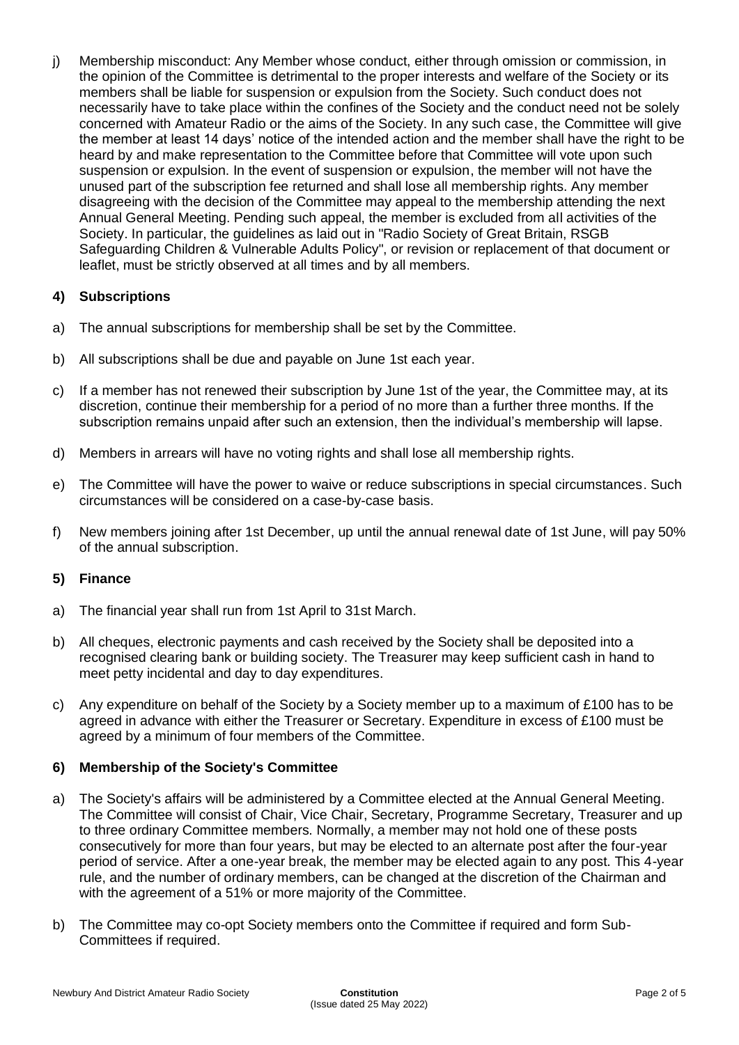j) Membership misconduct: Any Member whose conduct, either through omission or commission, in the opinion of the Committee is detrimental to the proper interests and welfare of the Society or its members shall be liable for suspension or expulsion from the Society. Such conduct does not necessarily have to take place within the confines of the Society and the conduct need not be solely concerned with Amateur Radio or the aims of the Society. In any such case, the Committee will give the member at least 14 days' notice of the intended action and the member shall have the right to be heard by and make representation to the Committee before that Committee will vote upon such suspension or expulsion. In the event of suspension or expulsion, the member will not have the unused part of the subscription fee returned and shall lose all membership rights. Any member disagreeing with the decision of the Committee may appeal to the membership attending the next Annual General Meeting. Pending such appeal, the member is excluded from all activities of the Society. In particular, the guidelines as laid out in "Radio Society of Great Britain, RSGB Safeguarding Children & Vulnerable Adults Policy", or revision or replacement of that document or leaflet, must be strictly observed at all times and by all members.

### 4) Subscriptions

a) The annual subscriptions for membership shall be set by the Committee.

b) All subscriptions shall be due and payable on June 1st each year.

c) If a member has not renewed their subscription by June 1st of the year, the Committee may, at its discretion, continue their membership for a period of no more than a further three months. If the subscription remains unpaid after such an extension, then the individual's membership will lapse.

d) Members in arrears will have no voting rights and shall lose all membership rights.

e) The Committee will have the power to waive or reduce subscriptions in special circumstances. Such circumstances will be considered on a case-by-case basis.

f) New members joining after 1st December, up until the annual renewal date of 1st June, will pay 50% of the annual subscription.

### 5) Finance

a) The financial year shall run from 1st April to 31st March.

b) All cheques, electronic payments and cash received by the Society shall be deposited into a recognised clearing bank or building society. The Treasurer may keep sufficient cash in hand to meet petty incidental and day to day expenditures.

c) Any expenditure on behalf of the Society by a Society member up to a maximum of £100 has to be agreed in advance with either the Treasurer or Secretary. Expenditure in excess of £100 must be agreed by a minimum of four members of the Committee.

### 6) Membership of the Society's Committee

a) The Society's affairs will be administered by a Committee elected at the Annual General Meeting. The Committee will consist of Chair, Vice Chair, Secretary, Programme Secretary, Treasurer and up to three ordinary Committee members. Normally, a member may not hold one of these posts consecutively for more than four years, but may be elected to an alternate post after the four-year period of service. After a one-year break, the member may be elected again to any post. This 4-year rule, and the number of ordinary members, can be changed at the discretion of the Chairman and with the agreement of a 51% or more majority of the Committee.

b) The Committee may co-opt Society members onto the Committee if required and form Sub-Committees if required.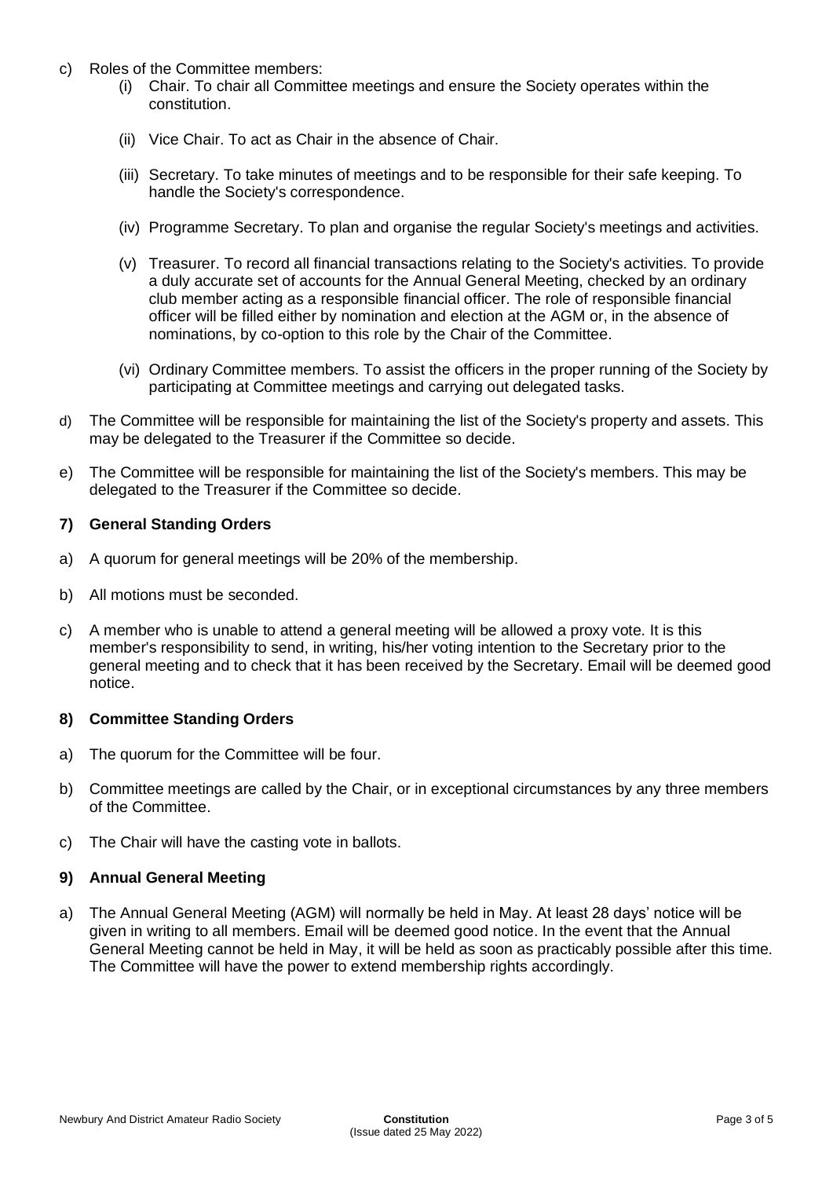c) Roles of the Committee members:
   (i) Chair. To chair all Committee meetings and ensure the Society operates within the constitution.

   (ii) Vice Chair. To act as Chair in the absence of Chair.

   (iii) Secretary. To take minutes of meetings and to be responsible for their safe keeping. To handle the Society's correspondence.

   (iv) Programme Secretary. To plan and organise the regular Society's meetings and activities.

   (v) Treasurer. To record all financial transactions relating to the Society's activities. To provide a duly accurate set of accounts for the Annual General Meeting, checked by an ordinary club member acting as a responsible financial officer. The role of responsible financial officer will be filled either by nomination and election at the AGM or, in the absence of nominations, by co-option to this role by the Chair of the Committee.

   (vi) Ordinary Committee members. To assist the officers in the proper running of the Society by participating at Committee meetings and carrying out delegated tasks.

d) The Committee will be responsible for maintaining the list of the Society's property and assets. This may be delegated to the Treasurer if the Committee so decide.

e) The Committee will be responsible for maintaining the list of the Society's members. This may be delegated to the Treasurer if the Committee so decide.

### 7) General Standing Orders

a) A quorum for general meetings will be 20% of the membership.

b) All motions must be seconded.

c) A member who is unable to attend a general meeting will be allowed a proxy vote. It is this member's responsibility to send, in writing, his/her voting intention to the Secretary prior to the general meeting and to check that it has been received by the Secretary. Email will be deemed good notice.

### 8) Committee Standing Orders

a) The quorum for the Committee will be four.

b) Committee meetings are called by the Chair, or in exceptional circumstances by any three members of the Committee.

c) The Chair will have the casting vote in ballots.

### 9) Annual General Meeting

a) The Annual General Meeting (AGM) will normally be held in May. At least 28 days' notice will be given in writing to all members. Email will be deemed good notice. In the event that the Annual General Meeting cannot be held in May, it will be held as soon as practicably possible after this time. The Committee will have the power to extend membership rights accordingly.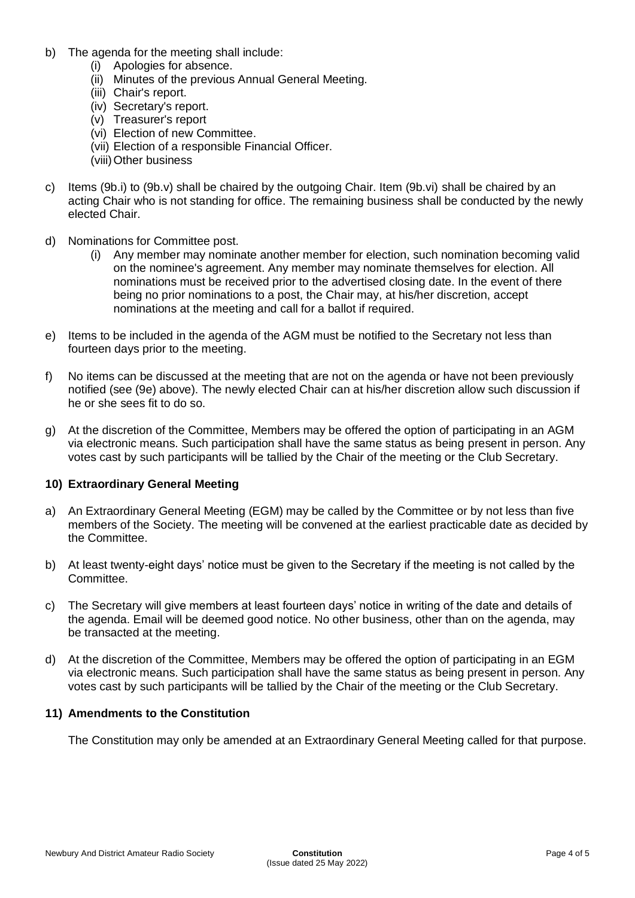b) The agenda for the meeting shall include:
    (i) Apologies for absence.
    (ii) Minutes of the previous Annual General Meeting.
    (iii) Chair's report.
    (iv) Secretary's report.
    (v) Treasurer's report
    (vi) Election of new Committee.
    (vii) Election of a responsible Financial Officer.
    (viii) Other business

c) Items (9b.i) to (9b.v) shall be chaired by the outgoing Chair. Item (9b.vi) shall be chaired by an acting Chair who is not standing for office. The remaining business shall be conducted by the newly elected Chair.

d) Nominations for Committee post.
    (i) Any member may nominate another member for election, such nomination becoming valid on the nominee's agreement. Any member may nominate themselves for election. All nominations must be received prior to the advertised closing date. In the event of there being no prior nominations to a post, the Chair may, at his/her discretion, accept nominations at the meeting and call for a ballot if required.

e) Items to be included in the agenda of the AGM must be notified to the Secretary not less than fourteen days prior to the meeting.

f) No items can be discussed at the meeting that are not on the agenda or have not been previously notified (see (9e) above). The newly elected Chair can at his/her discretion allow such discussion if he or she sees fit to do so.

g) At the discretion of the Committee, Members may be offered the option of participating in an AGM via electronic means. Such participation shall have the same status as being present in person. Any votes cast by such participants will be tallied by the Chair of the meeting or the Club Secretary.

## 10) Extraordinary General Meeting

a) An Extraordinary General Meeting (EGM) may be called by the Committee or by not less than five members of the Society. The meeting will be convened at the earliest practicable date as decided by the Committee.

b) At least twenty-eight days' notice must be given to the Secretary if the meeting is not called by the Committee.

c) The Secretary will give members at least fourteen days' notice in writing of the date and details of the agenda. Email will be deemed good notice. No other business, other than on the agenda, may be transacted at the meeting.

d) At the discretion of the Committee, Members may be offered the option of participating in an EGM via electronic means. Such participation shall have the same status as being present in person. Any votes cast by such participants will be tallied by the Chair of the meeting or the Club Secretary.

## 11) Amendments to the Constitution

The Constitution may only be amended at an Extraordinary General Meeting called for that purpose.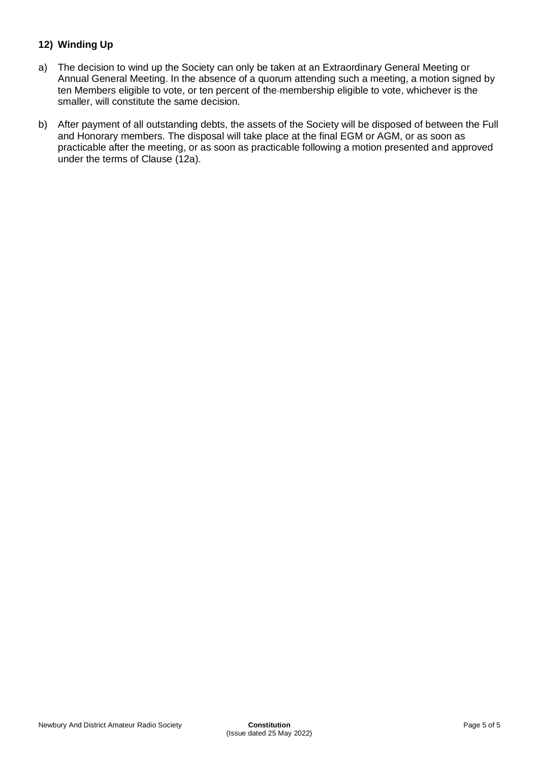## 12) Winding Up

a) The decision to wind up the Society can only be taken at an Extraordinary General Meeting or Annual General Meeting. In the absence of a quorum attending such a meeting, a motion signed by ten Members eligible to vote, or ten percent of the membership eligible to vote, whichever is the smaller, will constitute the same decision.

b) After payment of all outstanding debts, the assets of the Society will be disposed of between the Full and Honorary members. The disposal will take place at the final EGM or AGM, or as soon as practicable after the meeting, or as soon as practicable following a motion presented and approved under the terms of Clause (12a).